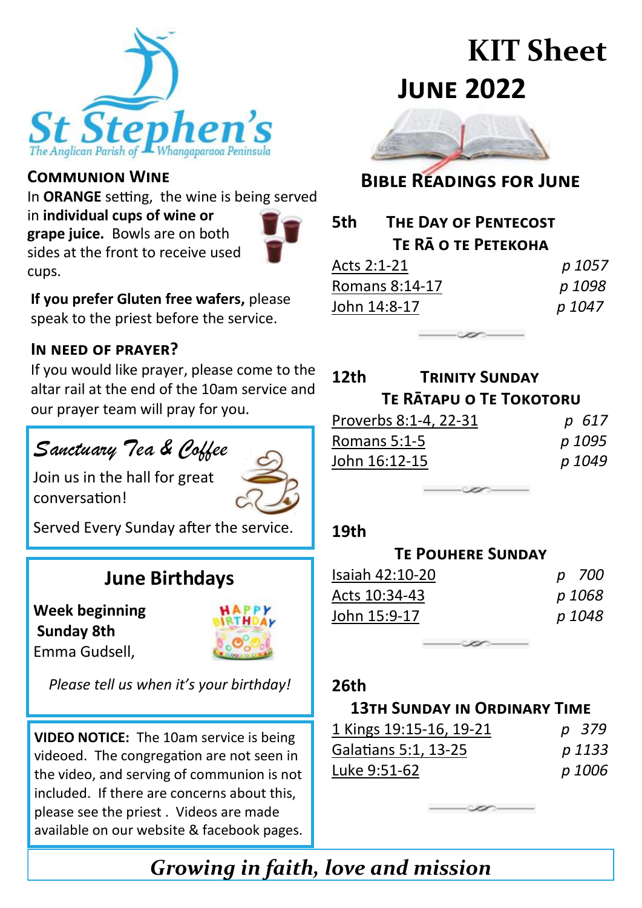St Stephen's
The Anglican Parish of Whangaparaoa Peninsula

# KIT Sheet
# June 2022

## Communion Wine

In **ORANGE** setting, the wine is being served in **individual cups of wine or grape juice.** Bowls are on both sides at the front to receive used cups.

**If you prefer Gluten free wafers,** please speak to the priest before the service.

## In need of prayer?

If you would like prayer, please come to the altar rail at the end of the 10am service and our prayer team will pray for you.

## *Sanctuary Tea & Coffee*

Join us in the hall for great conversation!

Served Every Sunday after the service.

## June Birthdays

**Week beginning Sunday 8th**
Emma Gudsell,

*Please tell us when it's your birthday!*

**VIDEO NOTICE:** The 10am service is being videoed. The congregation are not seen in the video, and serving of communion is not included. If there are concerns about this, please see the priest . Videos are made available on our website & facebook pages.

## Bible Readings for June

### 5th — The Day of Pentecost
### Te Rā o te Petekoha

| | |
|---|---|
| Acts 2:1-21 | *p 1057* |
| Romans 8:14-17 | *p 1098* |
| John 14:8-17 | *p 1047* |

### 12th — Trinity Sunday
### Te Rātapu o Te Tokotoru

| | |
|---|---|
| Proverbs 8:1-4, 22-31 | *p 617* |
| Romans 5:1-5 | *p 1095* |
| John 16:12-15 | *p 1049* |

### 19th
### Te Pouhere Sunday

| | |
|---|---|
| Isaiah 42:10-20 | *p 700* |
| Acts 10:34-43 | *p 1068* |
| John 15:9-17 | *p 1048* |

### 26th
### 13th Sunday in Ordinary Time

| | |
|---|---|
| 1 Kings 19:15-16, 19-21 | *p 379* |
| Galatians 5:1, 13-25 | *p 1133* |
| Luke 9:51-62 | *p 1006* |

*Growing in faith, love and mission*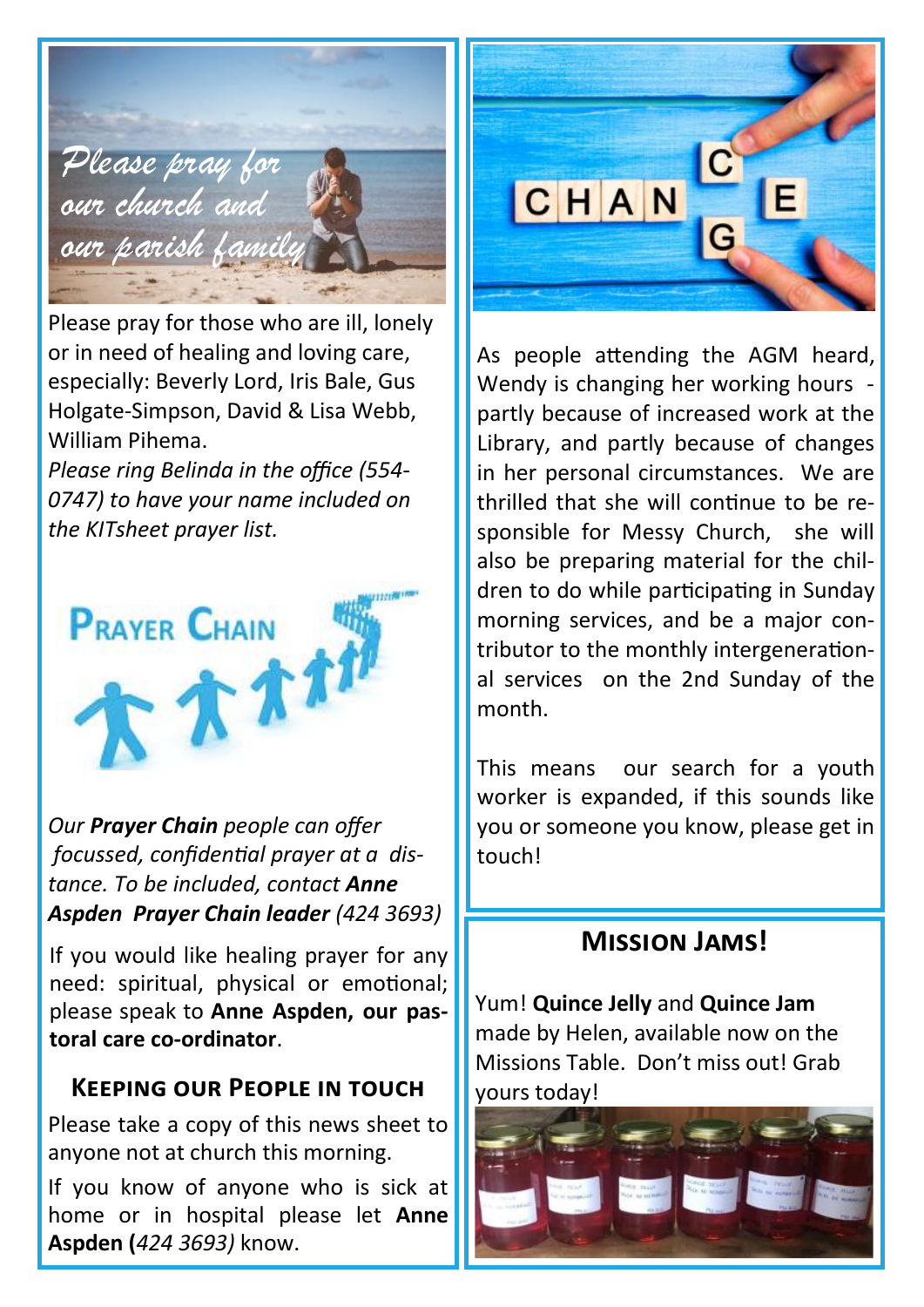*Please pray for our church and our parish family*

Please pray for those who are ill, lonely or in need of healing and loving care, especially: Beverly Lord, Iris Bale, Gus Holgate-Simpson, David & Lisa Webb, William Pihema.

*Please ring Belinda in the office (554-0747) to have your name included on the KITsheet prayer list.*

## Prayer Chain

*Our **Prayer Chain** people can offer focussed, confidential prayer at a distance. To be included, contact **Anne Aspden Prayer Chain leader** (424 3693)*

If you would like healing prayer for any need: spiritual, physical or emotional; please speak to **Anne Aspden, our pastoral care co-ordinator**.

## Keeping our People in touch

Please take a copy of this news sheet to anyone not at church this morning.

If you know of anyone who is sick at home or in hospital please let **Anne Aspden (***424 3693)* know.

## Change

As people attending the AGM heard, Wendy is changing her working hours - partly because of increased work at the Library, and partly because of changes in her personal circumstances. We are thrilled that she will continue to be responsible for Messy Church, she will also be preparing material for the children to do while participating in Sunday morning services, and be a major contributor to the monthly intergenerational services on the 2nd Sunday of the month.

This means our search for a youth worker is expanded, if this sounds like you or someone you know, please get in touch!

## Mission Jams!

Yum! **Quince Jelly** and **Quince Jam** made by Helen, available now on the Missions Table. Don't miss out! Grab yours today!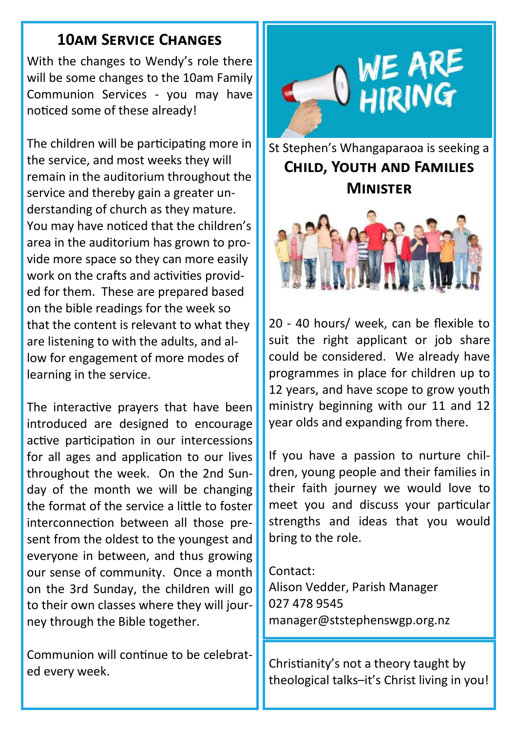## 10am Service Changes

With the changes to Wendy's role there will be some changes to the 10am Family Communion Services - you may have noticed some of these already!

The children will be participating more in the service, and most weeks they will remain in the auditorium throughout the service and thereby gain a greater understanding of church as they mature. You may have noticed that the children's area in the auditorium has grown to provide more space so they can more easily work on the crafts and activities provided for them. These are prepared based on the bible readings for the week so that the content is relevant to what they are listening to with the adults, and allow for engagement of more modes of learning in the service.

The interactive prayers that have been introduced are designed to encourage active participation in our intercessions for all ages and application to our lives throughout the week. On the 2nd Sunday of the month we will be changing the format of the service a little to foster interconnection between all those present from the oldest to the youngest and everyone in between, and thus growing our sense of community. Once a month on the 3rd Sunday, the children will go to their own classes where they will journey through the Bible together.

Communion will continue to be celebrated every week.

## WE ARE HIRING

St Stephen's Whangaparaoa is seeking a

### Child, Youth and Families Minister

20 - 40 hours/ week, can be flexible to suit the right applicant or job share could be considered. We already have programmes in place for children up to 12 years, and have scope to grow youth ministry beginning with our 11 and 12 year olds and expanding from there.

If you have a passion to nurture children, young people and their families in their faith journey we would love to meet you and discuss your particular strengths and ideas that you would bring to the role.

Contact:
Alison Vedder, Parish Manager
027 478 9545
manager@ststephenswgp.org.nz

Christianity's not a theory taught by theological talks–it's Christ living in you!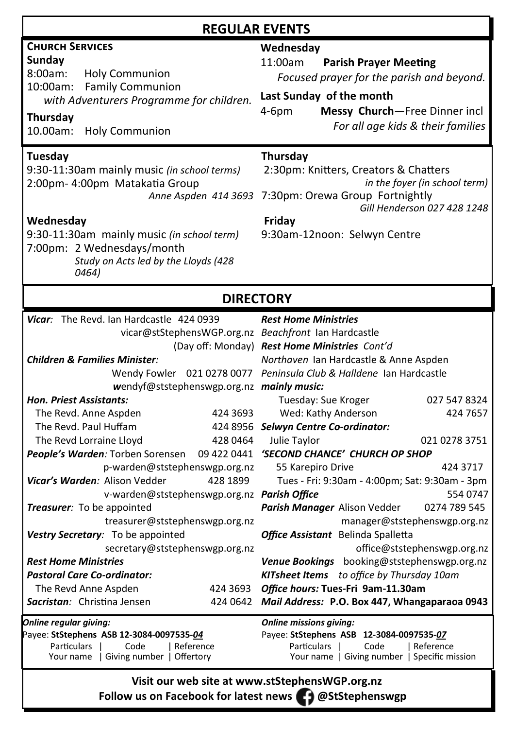## REGULAR EVENTS

**CHURCH SERVICES**

**Sunday**

8:00am: Holy Communion

10:00am: Family Communion

*with Adventurers Programme for children.*

**Thursday**

10.00am: Holy Communion

**Wednesday**

11:00am **Parish Prayer Meeting**

*Focused prayer for the parish and beyond.*

**Last Sunday of the month**

4-6pm **Messy Church**—Free Dinner incl

*For all age kids & their families*

**Tuesday**

9:30-11:30am mainly music *(in school terms)*

2:00pm- 4:00pm Matakatia Group

*Anne Aspden 414 3693*

**Wednesday**

9:30-11:30am mainly music *(in school term)*

7:00pm: 2 Wednesdays/month

*Study on Acts led by the Lloyds (428 0464)*

**Thursday**

2:30pm: Knitters, Creators & Chatters

*in the foyer (in school term)*

7:30pm: Orewa Group Fortnightly

*Gill Henderson 027 428 1248*

**Friday**

9:30am-12noon: Selwyn Centre

## DIRECTORY

***Vicar**:* The Revd. Ian Hardcastle 424 0939
vicar@stStephensWGP.org.nz
(Day off: Monday)

***Children & Families Minister:***
Wendy Fowler 021 0278 0077
***w**endyf@ststephenswgp.org.nz*

***Hon. Priest Assistants:***

| | |
|---|---|
| The Revd. Anne Aspden | 424 3693 |
| The Revd. Paul Huffam | 424 8956 |
| The Revd Lorraine Lloyd | 428 0464 |

***People's Warden**:* Torben Sorensen 09 422 0441
p-warden@ststephenswgp.org.nz

***Vicar's Warden**:* Alison Vedder 428 1899
v-warden@ststephenswgp.org.nz

***Treasurer**:* To be appointed
treasurer@ststephenswgp.org.nz

***Vestry Secretary**:* To be appointed
secretary@ststephenswgp.org.nz

***Rest Home Ministries***

***Pastoral Care Co-ordinator:***
The Revd Anne Aspden 424 3693

***Sacristan**:* Christina Jensen 424 0642

***Rest Home Ministries***
*Beachfront* Ian Hardcastle

***Rest Home Ministries** Cont'd*
*Northaven* Ian Hardcastle & Anne Aspden
*Peninsula Club & Halldene* Ian Hardcastle

***mainly music:***

| | |
|---|---|
| Tuesday: Sue Kroger | 027 547 8324 |
| Wed: Kathy Anderson | 424 7657 |

***Selwyn Centre Co-ordinator:***
Julie Taylor 021 0278 3751

***'SECOND CHANCE' CHURCH OP SHOP***
55 Karepiro Drive 424 3717
Tues - Fri: 9:30am - 4:00pm; Sat: 9:30am - 3pm

***Parish Office*** 554 0747

***Parish Manager*** Alison Vedder 0274 789 545
manager@ststephenswgp.org.nz

***Office Assistant*** Belinda Spalletta
office@ststephenswgp.org.nz

***Venue Bookings*** booking@ststephenswgp.org.nz

***KITsheet Items*** *to office by Thursday 10am*

***Office hours:* Tues-Fri 9am-11.30am**

***Mail Address:* P.O. Box 447, Whangaparaoa 0943**

*Online regular giving:*
Payee: **StStephens ASB 12-3084-0097535-*04***

| Particulars | Code | Reference |
|---|---|---|
| Your name | Giving number | Offertory |

*Online missions giving:*
Payee: **StStephens ASB 12-3084-0097535-*07***

| Particulars | Code | Reference |
|---|---|---|
| Your name | Giving number | Specific mission |

**Visit our web site at www.stStephensWGP.org.nz**

**Follow us on Facebook for latest news @StStephenswgp**